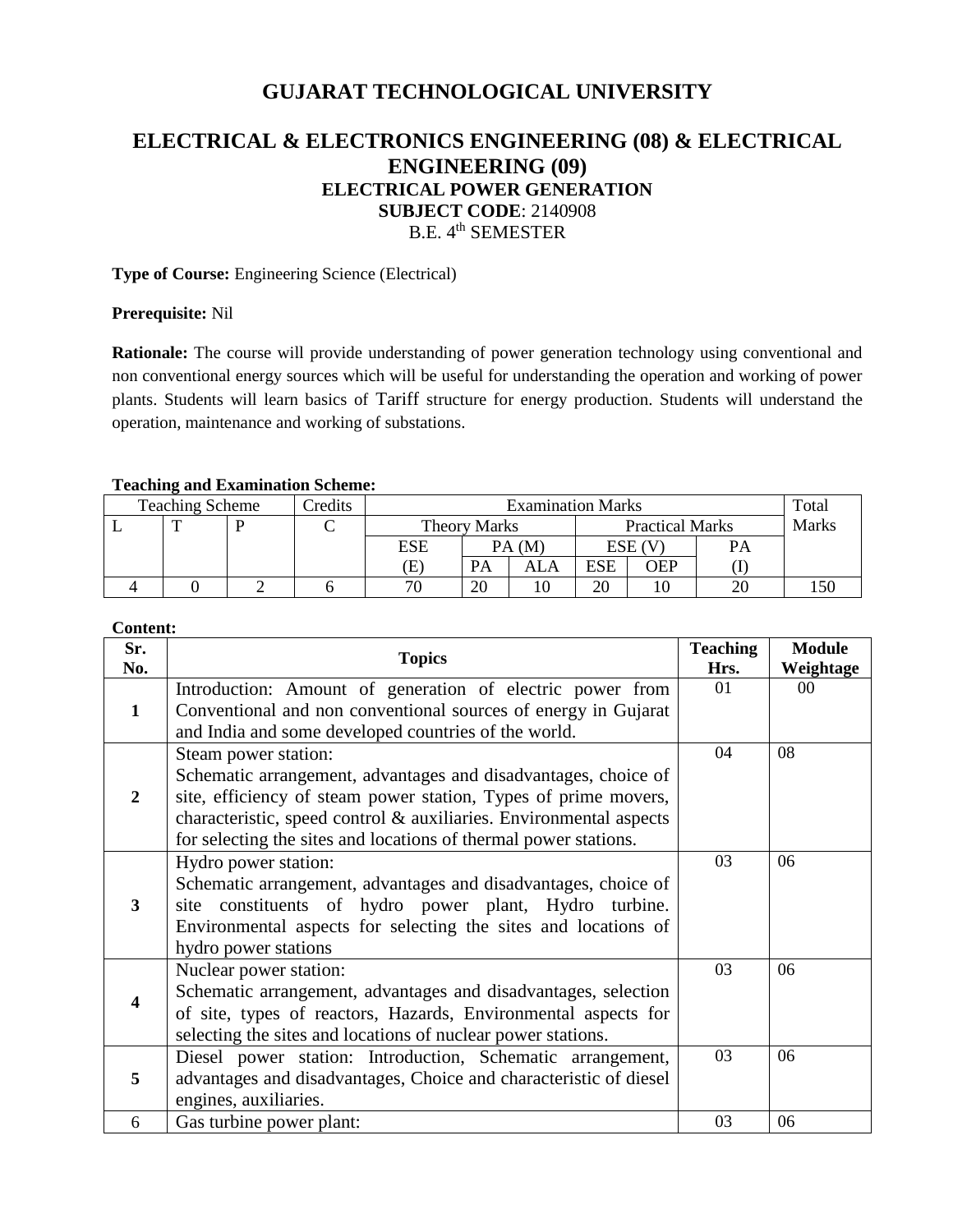# GUJARAT TECHNOLOGICAL UNIVERSITY

## ELECTRICAL & ELECTRONICS ENGINEERING (08) & ELECTRICAL ENGINEERING (09)

### ELECTRICAL POWER GENERATION

**SUBJECT CODE**: 2140908

B.E. 4th SEMESTER

**Type of Course:** Engineering Science (Electrical)

**Prerequisite:** Nil

**Rationale:** The course will provide understanding of power generation technology using conventional and non conventional energy sources which will be useful for understanding the operation and working of power plants. Students will learn basics of Tariff structure for energy production. Students will understand the operation, maintenance and working of substations.

**Teaching and Examination Scheme:**

| Teaching Scheme | | | Credits | Examination Marks | | | | | | Total Marks |
|---|---|---|---|---|---|---|---|---|---|---|
| | | | | Theory Marks | | | Practical Marks | | | |
| L | T | P | C | ESE (E) | PA (M) | | ESE (V) | | PA (I) | |
| | | | | | PA | ALA | ESE | OEP | | |
| 4 | 0 | 2 | 6 | 70 | 20 | 10 | 20 | 10 | 20 | 150 |

**Content:**

| Sr. No. | Topics | Teaching Hrs. | Module Weightage |
|---|---|---|---|
| 1 | Introduction: Amount of generation of electric power from Conventional and non conventional sources of energy in Gujarat and India and some developed countries of the world. | 01 | 00 |
| 2 | Steam power station: Schematic arrangement, advantages and disadvantages, choice of site, efficiency of steam power station, Types of prime movers, characteristic, speed control & auxiliaries. Environmental aspects for selecting the sites and locations of thermal power stations. | 04 | 08 |
| 3 | Hydro power station: Schematic arrangement, advantages and disadvantages, choice of site constituents of hydro power plant, Hydro turbine. Environmental aspects for selecting the sites and locations of hydro power stations | 03 | 06 |
| 4 | Nuclear power station: Schematic arrangement, advantages and disadvantages, selection of site, types of reactors, Hazards, Environmental aspects for selecting the sites and locations of nuclear power stations. | 03 | 06 |
| 5 | Diesel power station: Introduction, Schematic arrangement, advantages and disadvantages, Choice and characteristic of diesel engines, auxiliaries. | 03 | 06 |
| 6 | Gas turbine power plant: | 03 | 06 |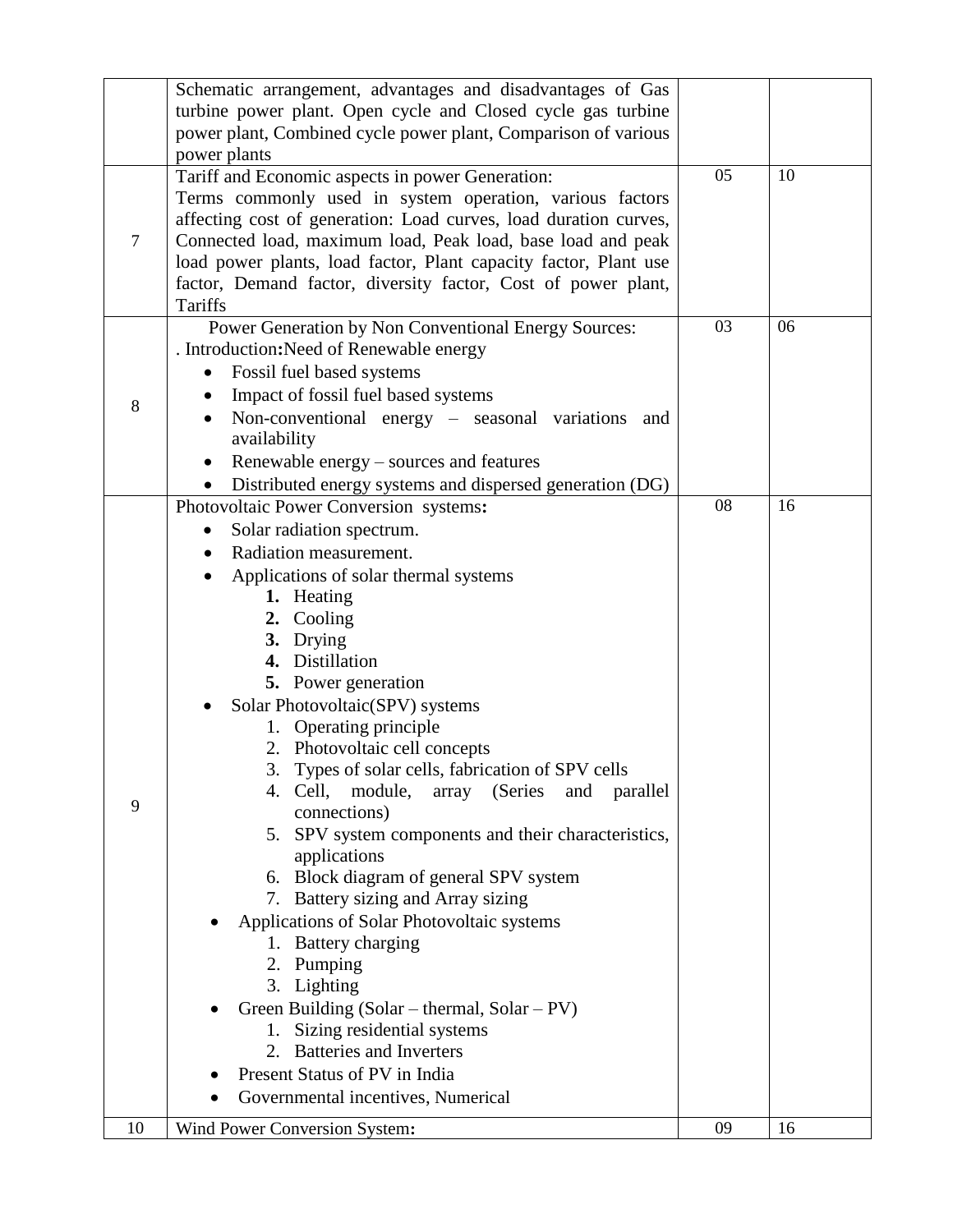| | | | |
|---|---|---|---|
| | Schematic arrangement, advantages and disadvantages of Gas turbine power plant. Open cycle and Closed cycle gas turbine power plant, Combined cycle power plant, Comparison of various power plants | | |
| 7 | Tariff and Economic aspects in power Generation:<br>Terms commonly used in system operation, various factors affecting cost of generation: Load curves, load duration curves, Connected load, maximum load, Peak load, base load and peak load power plants, load factor, Plant capacity factor, Plant use factor, Demand factor, diversity factor, Cost of power plant, Tariffs | 05 | 10 |
| 8 | Power Generation by Non Conventional Energy Sources:<br>. Introduction**:**Need of Renewable energy<br>• Fossil fuel based systems<br>• Impact of fossil fuel based systems<br>• Non-conventional energy – seasonal variations and availability<br>• Renewable energy – sources and features<br>• Distributed energy systems and dispersed generation (DG) | 03 | 06 |
| 9 | Photovoltaic Power Conversion systems**:**<br>• Solar radiation spectrum.<br>• Radiation measurement.<br>• Applications of solar thermal systems<br>&nbsp;&nbsp;**1.** Heating<br>&nbsp;&nbsp;**2.** Cooling<br>&nbsp;&nbsp;**3.** Drying<br>&nbsp;&nbsp;**4.** Distillation<br>&nbsp;&nbsp;**5.** Power generation<br>• Solar Photovoltaic(SPV) systems<br>&nbsp;&nbsp;1. Operating principle<br>&nbsp;&nbsp;2. Photovoltaic cell concepts<br>&nbsp;&nbsp;3. Types of solar cells, fabrication of SPV cells<br>&nbsp;&nbsp;4. Cell, module, array (Series and parallel connections)<br>&nbsp;&nbsp;5. SPV system components and their characteristics, applications<br>&nbsp;&nbsp;6. Block diagram of general SPV system<br>&nbsp;&nbsp;7. Battery sizing and Array sizing<br>• Applications of Solar Photovoltaic systems<br>&nbsp;&nbsp;1. Battery charging<br>&nbsp;&nbsp;2. Pumping<br>&nbsp;&nbsp;3. Lighting<br>• Green Building (Solar – thermal, Solar – PV)<br>&nbsp;&nbsp;1. Sizing residential systems<br>&nbsp;&nbsp;2. Batteries and Inverters<br>• Present Status of PV in India<br>• Governmental incentives, Numerical | 08 | 16 |
| 10 | Wind Power Conversion System**:** | 09 | 16 |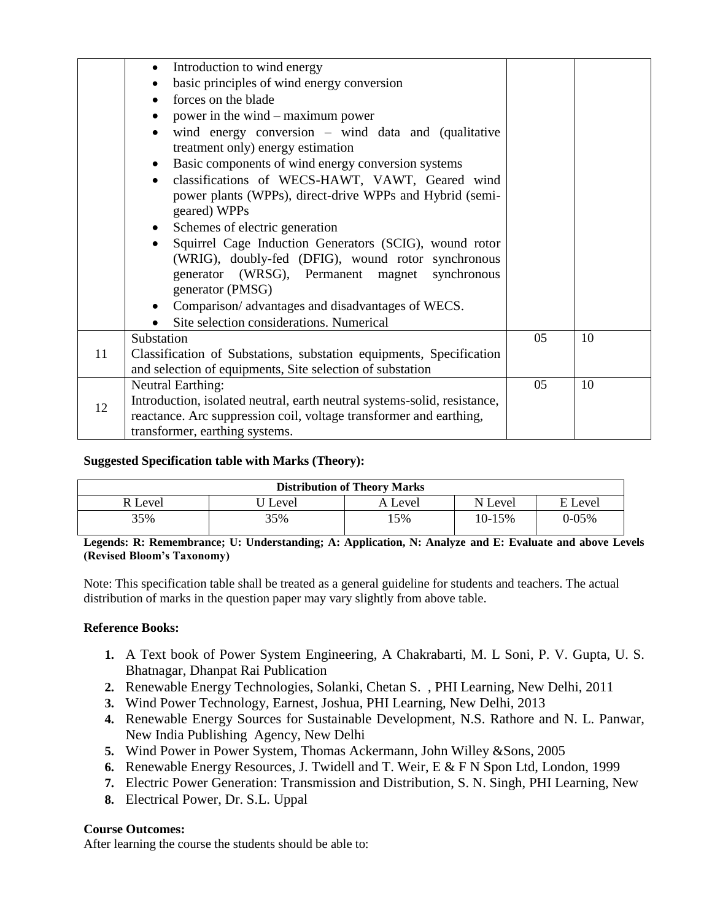| | | | |
|---|---|---|---|
| | • Introduction to wind energy<br>• basic principles of wind energy conversion<br>• forces on the blade<br>• power in the wind – maximum power<br>• wind energy conversion – wind data and (qualitative treatment only) energy estimation<br>• Basic components of wind energy conversion systems<br>• classifications of WECS-HAWT, VAWT, Geared wind power plants (WPPs), direct-drive WPPs and Hybrid (semi-geared) WPPs<br>• Schemes of electric generation<br>• Squirrel Cage Induction Generators (SCIG), wound rotor (WRIG), doubly-fed (DFIG), wound rotor synchronous generator (WRSG), Permanent magnet synchronous generator (PMSG)<br>• Comparison/ advantages and disadvantages of WECS.<br>• Site selection considerations. Numerical | | |
| 11 | Substation<br>Classification of Substations, substation equipments, Specification and selection of equipments, Site selection of substation | 05 | 10 |
| 12 | Neutral Earthing:<br>Introduction, isolated neutral, earth neutral systems-solid, resistance, reactance. Arc suppression coil, voltage transformer and earthing, transformer, earthing systems. | 05 | 10 |

**Suggested Specification table with Marks (Theory):**

| Distribution of Theory Marks | | | | |
|---|---|---|---|---|
| R Level | U Level | A Level | N Level | E Level |
| 35% | 35% | 15% | 10-15% | 0-05% |

**Legends: R: Remembrance; U: Understanding; A: Application, N: Analyze and E: Evaluate and above Levels (Revised Bloom's Taxonomy)**

Note: This specification table shall be treated as a general guideline for students and teachers. The actual distribution of marks in the question paper may vary slightly from above table.

**Reference Books:**

1. A Text book of Power System Engineering, A Chakrabarti, M. L Soni, P. V. Gupta, U. S. Bhatnagar, Dhanpat Rai Publication
2. Renewable Energy Technologies, Solanki, Chetan S. , PHI Learning, New Delhi, 2011
3. Wind Power Technology, Earnest, Joshua, PHI Learning, New Delhi, 2013
4. Renewable Energy Sources for Sustainable Development, N.S. Rathore and N. L. Panwar, New India Publishing Agency, New Delhi
5. Wind Power in Power System, Thomas Ackermann, John Willey &Sons, 2005
6. Renewable Energy Resources, J. Twidell and T. Weir, E & F N Spon Ltd, London, 1999
7. Electric Power Generation: Transmission and Distribution, S. N. Singh, PHI Learning, New
8. Electrical Power, Dr. S.L. Uppal

**Course Outcomes:**

After learning the course the students should be able to: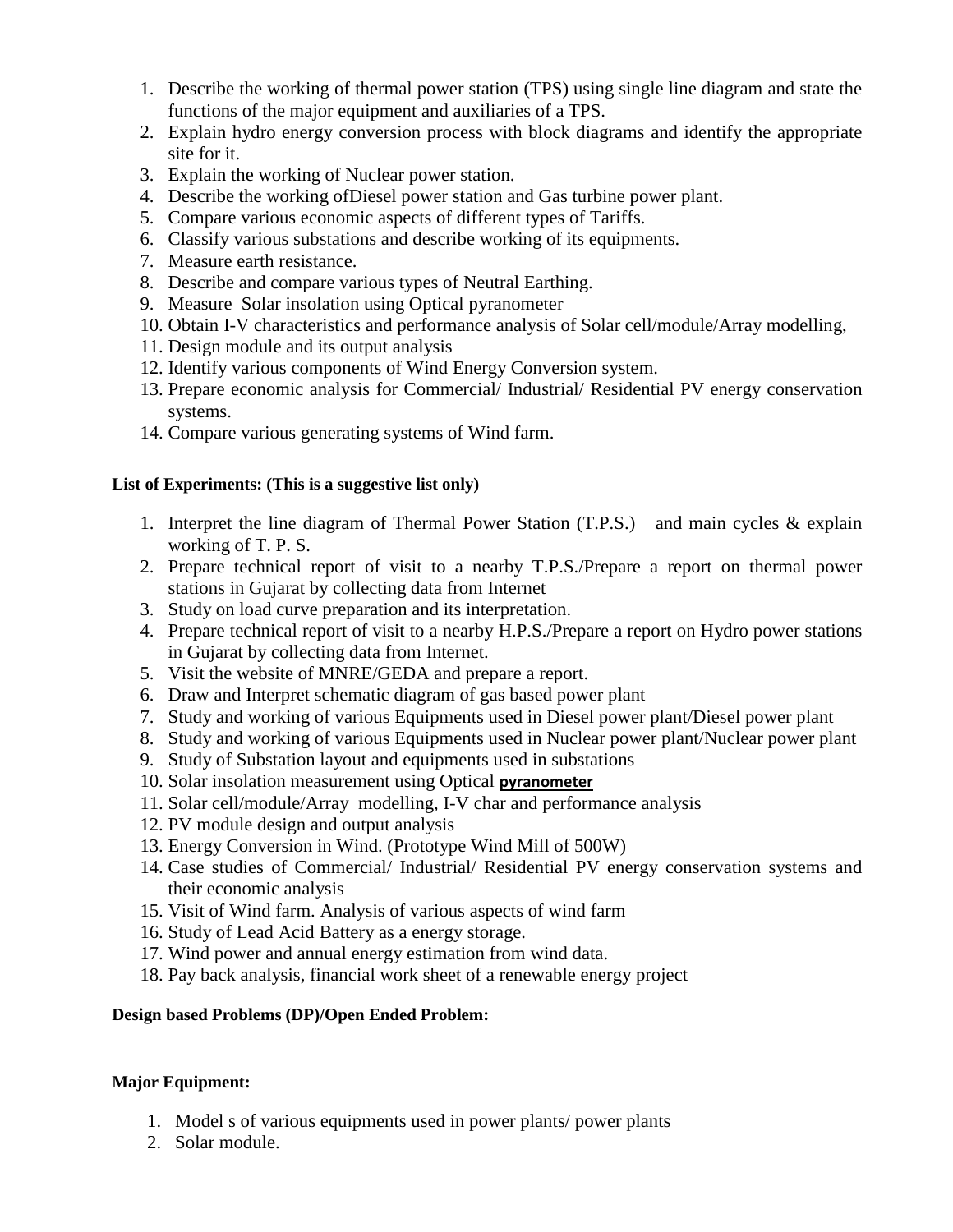1. Describe the working of thermal power station (TPS) using single line diagram and state the functions of the major equipment and auxiliaries of a TPS.
2. Explain hydro energy conversion process with block diagrams and identify the appropriate site for it.
3. Explain the working of Nuclear power station.
4. Describe the working ofDiesel power station and Gas turbine power plant.
5. Compare various economic aspects of different types of Tariffs.
6. Classify various substations and describe working of its equipments.
7. Measure earth resistance.
8. Describe and compare various types of Neutral Earthing.
9. Measure Solar insolation using Optical pyranometer
10. Obtain I-V characteristics and performance analysis of Solar cell/module/Array modelling,
11. Design module and its output analysis
12. Identify various components of Wind Energy Conversion system.
13. Prepare economic analysis for Commercial/ Industrial/ Residential PV energy conservation systems.
14. Compare various generating systems of Wind farm.

**List of Experiments: (This is a suggestive list only)**

1. Interpret the line diagram of Thermal Power Station (T.P.S.) and main cycles & explain working of T. P. S.
2. Prepare technical report of visit to a nearby T.P.S./Prepare a report on thermal power stations in Gujarat by collecting data from Internet
3. Study on load curve preparation and its interpretation.
4. Prepare technical report of visit to a nearby H.P.S./Prepare a report on Hydro power stations in Gujarat by collecting data from Internet.
5. Visit the website of MNRE/GEDA and prepare a report.
6. Draw and Interpret schematic diagram of gas based power plant
7. Study and working of various Equipments used in Diesel power plant/Diesel power plant
8. Study and working of various Equipments used in Nuclear power plant/Nuclear power plant
9. Study of Substation layout and equipments used in substations
10. Solar insolation measurement using Optical **pyranometer**
11. Solar cell/module/Array modelling, I-V char and performance analysis
12. PV module design and output analysis
13. Energy Conversion in Wind. (Prototype Wind Mill ~~of 500W~~)
14. Case studies of Commercial/ Industrial/ Residential PV energy conservation systems and their economic analysis
15. Visit of Wind farm. Analysis of various aspects of wind farm
16. Study of Lead Acid Battery as a energy storage.
17. Wind power and annual energy estimation from wind data.
18. Pay back analysis, financial work sheet of a renewable energy project

**Design based Problems (DP)/Open Ended Problem:**

**Major Equipment:**

1. Model s of various equipments used in power plants/ power plants
2. Solar module.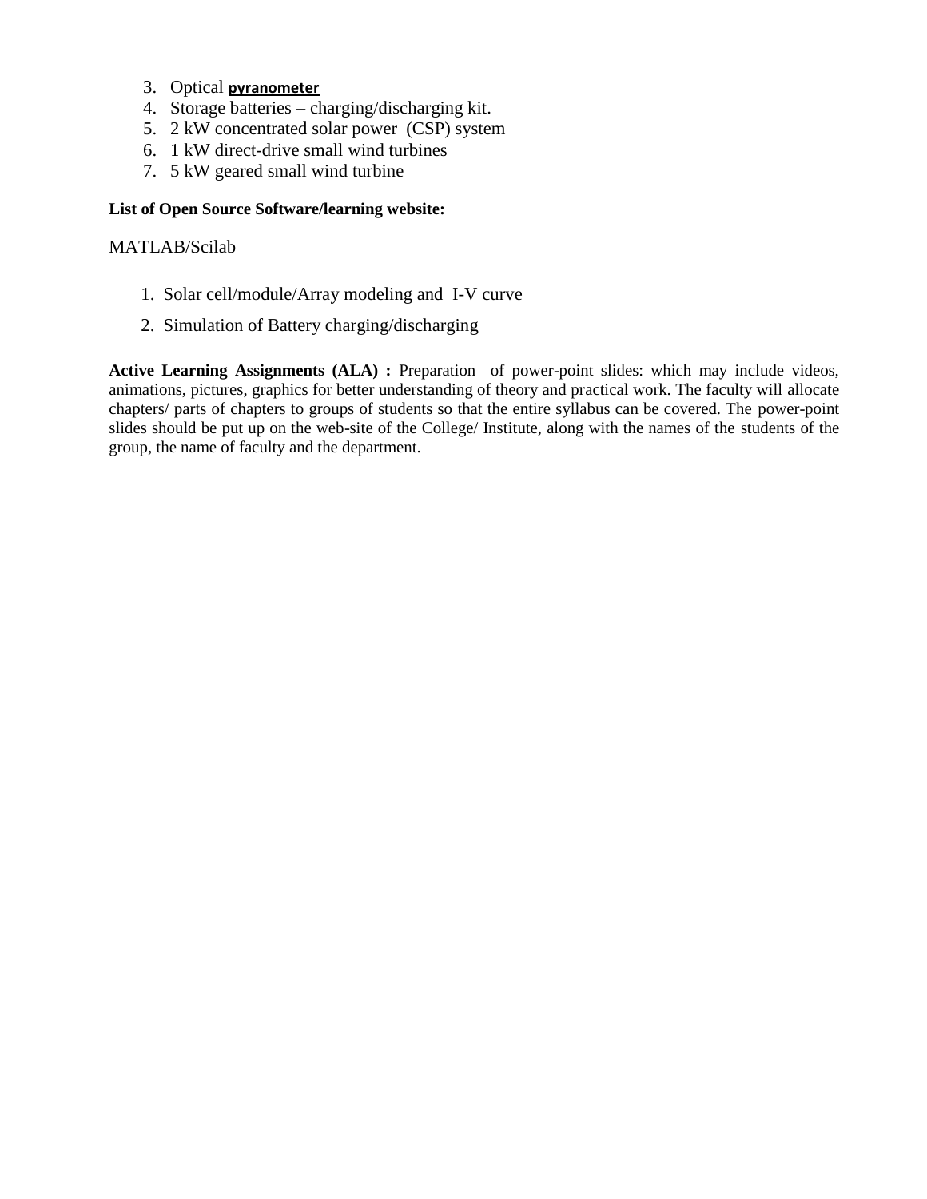3. Optical **pyranometer**
4. Storage batteries – charging/discharging kit.
5. 2 kW concentrated solar power (CSP) system
6. 1 kW direct-drive small wind turbines
7. 5 kW geared small wind turbine

**List of Open Source Software/learning website:**

MATLAB/Scilab

1. Solar cell/module/Array modeling and I-V curve
2. Simulation of Battery charging/discharging

**Active Learning Assignments (ALA) :** Preparation of power-point slides: which may include videos, animations, pictures, graphics for better understanding of theory and practical work. The faculty will allocate chapters/ parts of chapters to groups of students so that the entire syllabus can be covered. The power-point slides should be put up on the web-site of the College/ Institute, along with the names of the students of the group, the name of faculty and the department.